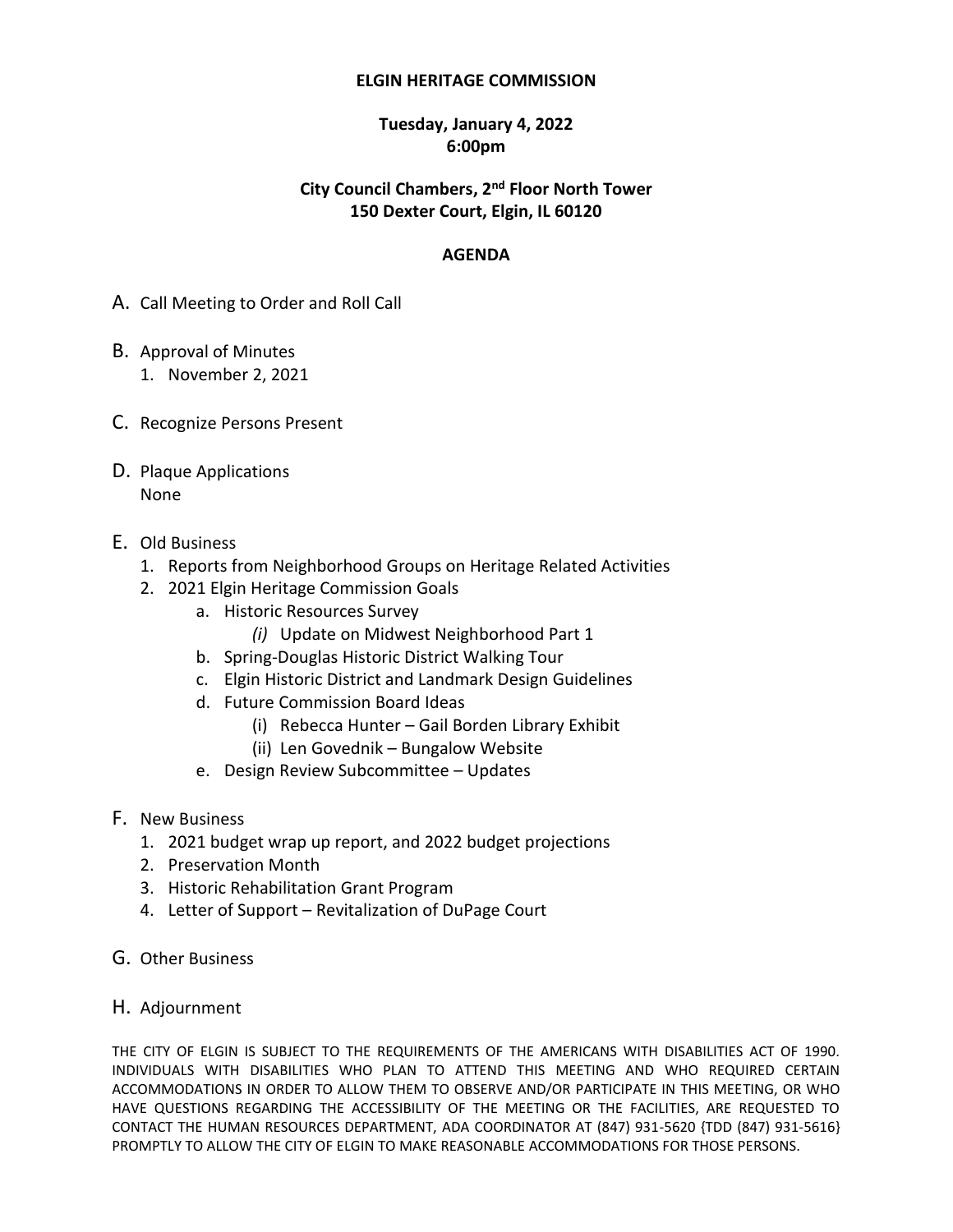**ELGIN HERITAGE COMMISSION**

**Tuesday, January 4, 2022**
**6:00pm**

**City Council Chambers, 2nd Floor North Tower**
**150 Dexter Court, Elgin, IL 60120**

**AGENDA**

A. Call Meeting to Order and Roll Call

B. Approval of Minutes
   1. November 2, 2021

C. Recognize Persons Present

D. Plaque Applications
   None

E. Old Business
   1. Reports from Neighborhood Groups on Heritage Related Activities
   2. 2021 Elgin Heritage Commission Goals
      a. Historic Resources Survey
         *(i)* Update on Midwest Neighborhood Part 1
      b. Spring-Douglas Historic District Walking Tour
      c. Elgin Historic District and Landmark Design Guidelines
      d. Future Commission Board Ideas
         (i) Rebecca Hunter – Gail Borden Library Exhibit
         (ii) Len Govednik – Bungalow Website
      e. Design Review Subcommittee – Updates

F. New Business
   1. 2021 budget wrap up report, and 2022 budget projections
   2. Preservation Month
   3. Historic Rehabilitation Grant Program
   4. Letter of Support – Revitalization of DuPage Court

G. Other Business

H. Adjournment

THE CITY OF ELGIN IS SUBJECT TO THE REQUIREMENTS OF THE AMERICANS WITH DISABILITIES ACT OF 1990. INDIVIDUALS WITH DISABILITIES WHO PLAN TO ATTEND THIS MEETING AND WHO REQUIRED CERTAIN ACCOMMODATIONS IN ORDER TO ALLOW THEM TO OBSERVE AND/OR PARTICIPATE IN THIS MEETING, OR WHO HAVE QUESTIONS REGARDING THE ACCESSIBILITY OF THE MEETING OR THE FACILITIES, ARE REQUESTED TO CONTACT THE HUMAN RESOURCES DEPARTMENT, ADA COORDINATOR AT (847) 931-5620 {TDD (847) 931-5616} PROMPTLY TO ALLOW THE CITY OF ELGIN TO MAKE REASONABLE ACCOMMODATIONS FOR THOSE PERSONS.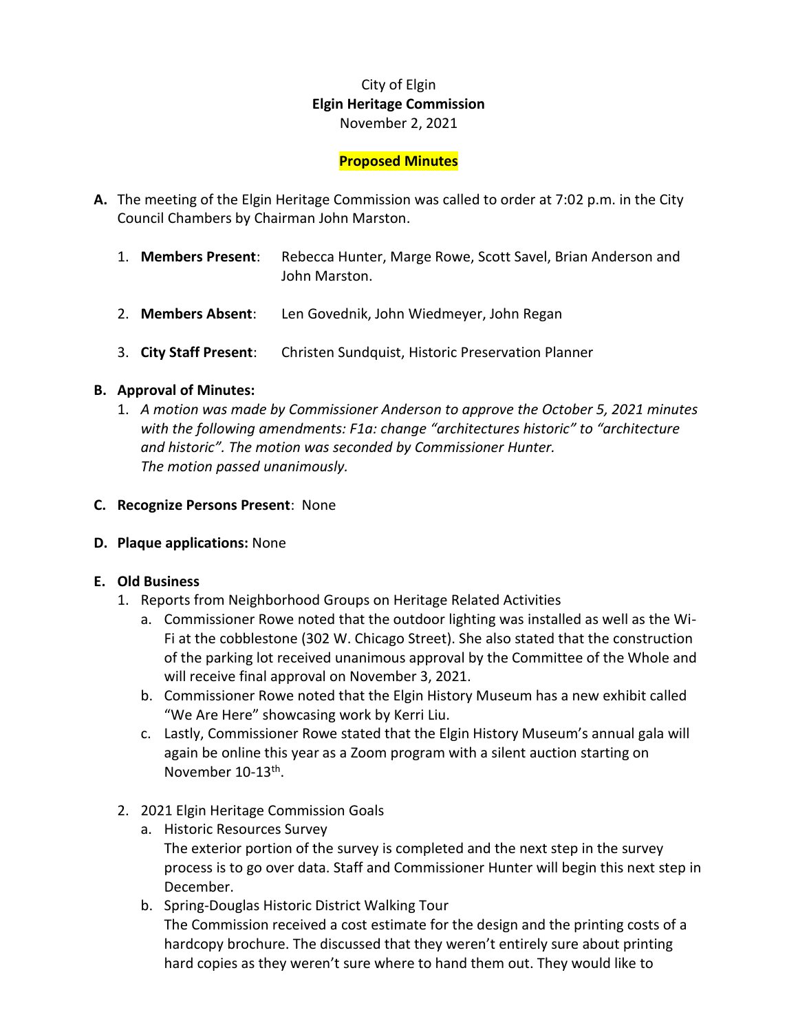City of Elgin
**Elgin Heritage Commission**
November 2, 2021

**Proposed Minutes**

**A.** The meeting of the Elgin Heritage Commission was called to order at 7:02 p.m. in the City Council Chambers by Chairman John Marston.

1. **Members Present**: Rebecca Hunter, Marge Rowe, Scott Savel, Brian Anderson and John Marston.
2. **Members Absent**: Len Govednik, John Wiedmeyer, John Regan
3. **City Staff Present**: Christen Sundquist, Historic Preservation Planner

**B. Approval of Minutes:**

1. *A motion was made by Commissioner Anderson to approve the October 5, 2021 minutes with the following amendments: F1a: change "architectures historic" to "architecture and historic". The motion was seconded by Commissioner Hunter. The motion passed unanimously.*

**C. Recognize Persons Present**: None

**D. Plaque applications:** None

**E. Old Business**

1. Reports from Neighborhood Groups on Heritage Related Activities
   a. Commissioner Rowe noted that the outdoor lighting was installed as well as the Wi-Fi at the cobblestone (302 W. Chicago Street). She also stated that the construction of the parking lot received unanimous approval by the Committee of the Whole and will receive final approval on November 3, 2021.
   b. Commissioner Rowe noted that the Elgin History Museum has a new exhibit called "We Are Here" showcasing work by Kerri Liu.
   c. Lastly, Commissioner Rowe stated that the Elgin History Museum's annual gala will again be online this year as a Zoom program with a silent auction starting on November 10-13th.

2. 2021 Elgin Heritage Commission Goals
   a. Historic Resources Survey
      The exterior portion of the survey is completed and the next step in the survey process is to go over data. Staff and Commissioner Hunter will begin this next step in December.
   b. Spring-Douglas Historic District Walking Tour
      The Commission received a cost estimate for the design and the printing costs of a hardcopy brochure. The discussed that they weren't entirely sure about printing hard copies as they weren't sure where to hand them out. They would like to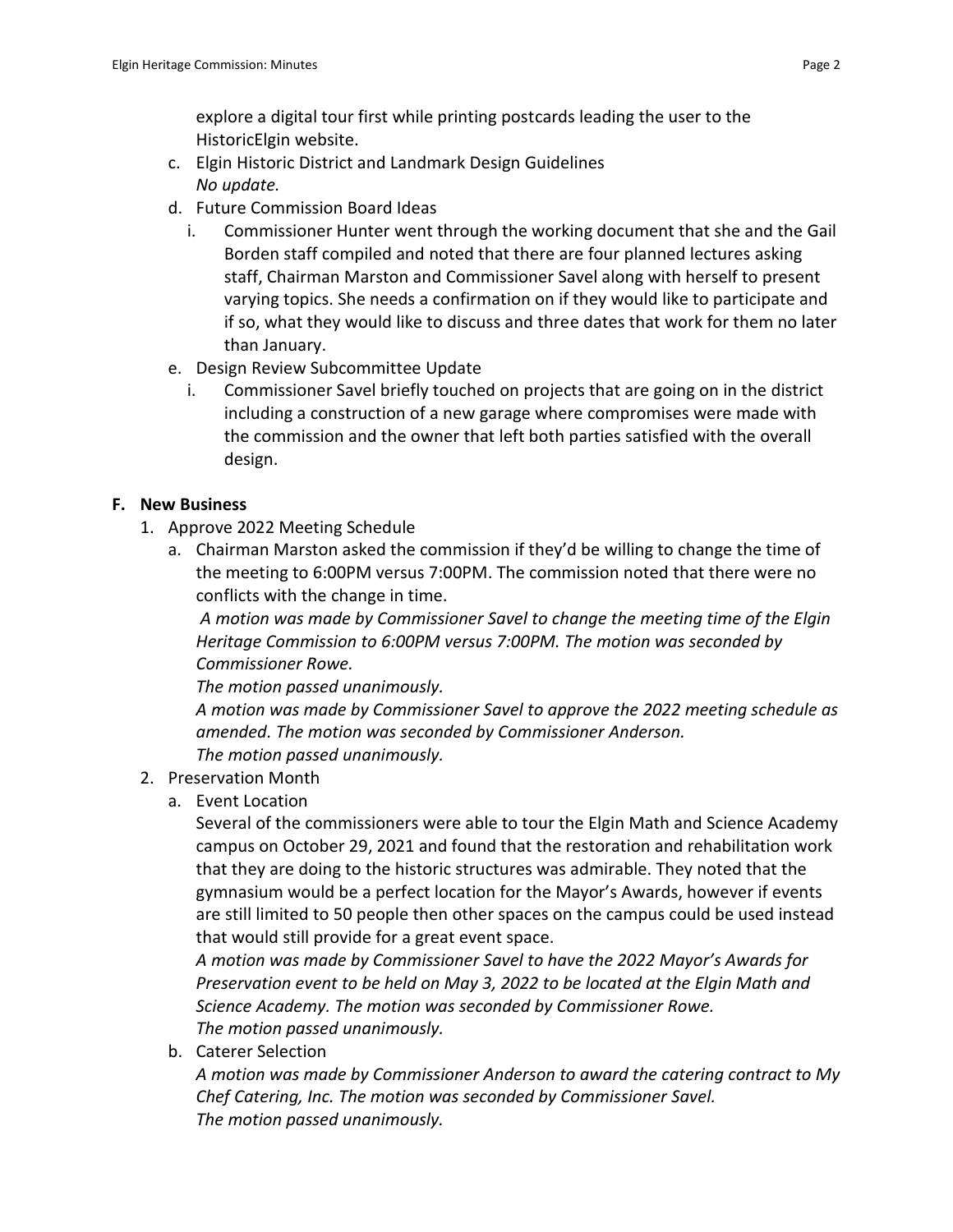explore a digital tour first while printing postcards leading the user to the HistoricElgin website.

c. Elgin Historic District and Landmark Design Guidelines
   *No update.*

d. Future Commission Board Ideas
   i. Commissioner Hunter went through the working document that she and the Gail Borden staff compiled and noted that there are four planned lectures asking staff, Chairman Marston and Commissioner Savel along with herself to present varying topics. She needs a confirmation on if they would like to participate and if so, what they would like to discuss and three dates that work for them no later than January.

e. Design Review Subcommittee Update
   i. Commissioner Savel briefly touched on projects that are going on in the district including a construction of a new garage where compromises were made with the commission and the owner that left both parties satisfied with the overall design.

**F. New Business**

1. Approve 2022 Meeting Schedule
   a. Chairman Marston asked the commission if they'd be willing to change the time of the meeting to 6:00PM versus 7:00PM. The commission noted that there were no conflicts with the change in time.
      *A motion was made by Commissioner Savel to change the meeting time of the Elgin Heritage Commission to 6:00PM versus 7:00PM. The motion was seconded by Commissioner Rowe.*
      *The motion passed unanimously.*
      *A motion was made by Commissioner Savel to approve the 2022 meeting schedule as amended. The motion was seconded by Commissioner Anderson.*
      *The motion passed unanimously.*

2. Preservation Month
   a. Event Location
      Several of the commissioners were able to tour the Elgin Math and Science Academy campus on October 29, 2021 and found that the restoration and rehabilitation work that they are doing to the historic structures was admirable. They noted that the gymnasium would be a perfect location for the Mayor's Awards, however if events are still limited to 50 people then other spaces on the campus could be used instead that would still provide for a great event space.
      *A motion was made by Commissioner Savel to have the 2022 Mayor's Awards for Preservation event to be held on May 3, 2022 to be located at the Elgin Math and Science Academy. The motion was seconded by Commissioner Rowe.*
      *The motion passed unanimously.*
   b. Caterer Selection
      *A motion was made by Commissioner Anderson to award the catering contract to My Chef Catering, Inc. The motion was seconded by Commissioner Savel.*
      *The motion passed unanimously.*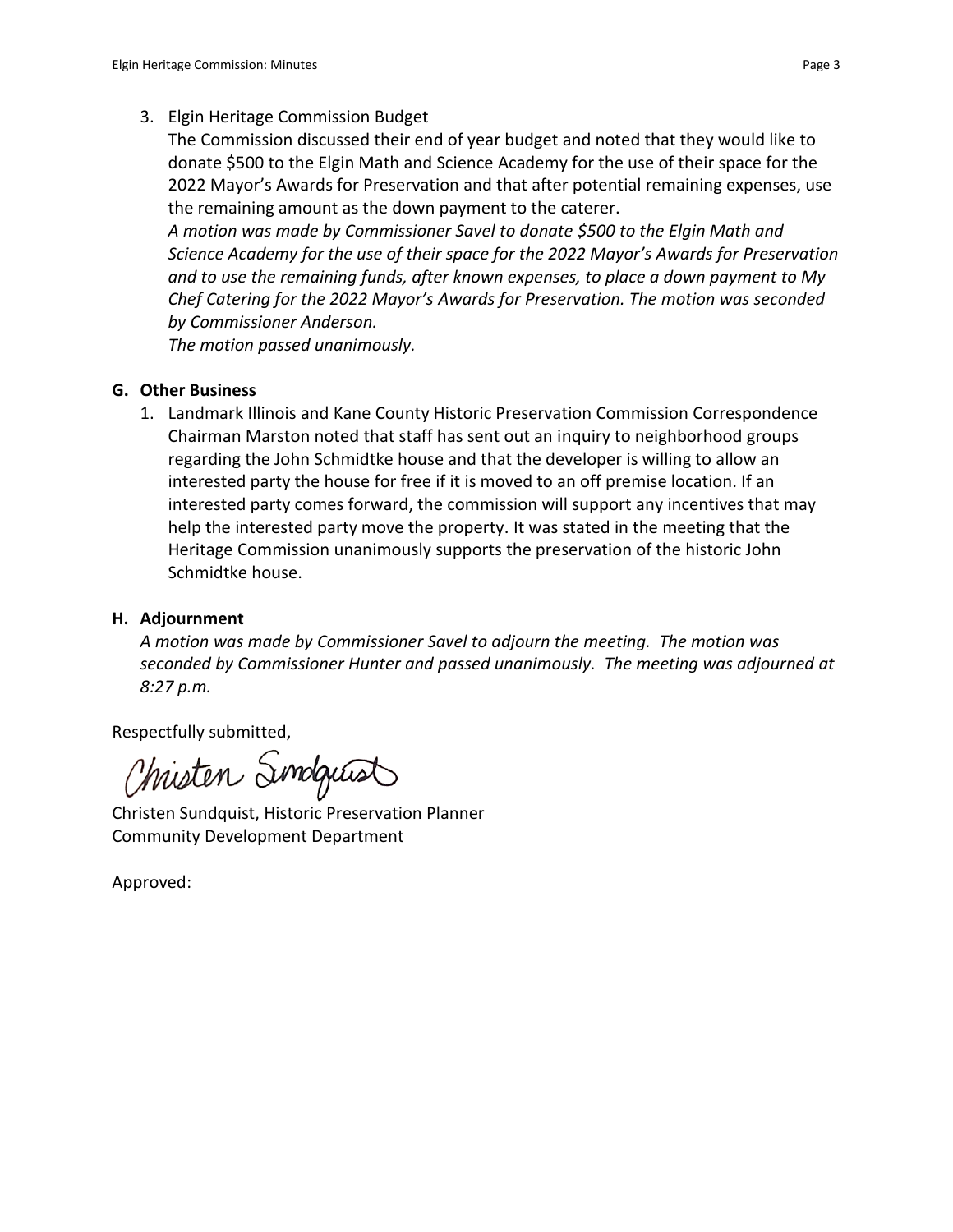3. Elgin Heritage Commission Budget

   The Commission discussed their end of year budget and noted that they would like to donate $500 to the Elgin Math and Science Academy for the use of their space for the 2022 Mayor's Awards for Preservation and that after potential remaining expenses, use the remaining amount as the down payment to the caterer.

   *A motion was made by Commissioner Savel to donate $500 to the Elgin Math and Science Academy for the use of their space for the 2022 Mayor's Awards for Preservation and to use the remaining funds, after known expenses, to place a down payment to My Chef Catering for the 2022 Mayor's Awards for Preservation. The motion was seconded by Commissioner Anderson.*

   *The motion passed unanimously.*

**G. Other Business**

1. Landmark Illinois and Kane County Historic Preservation Commission Correspondence

   Chairman Marston noted that staff has sent out an inquiry to neighborhood groups regarding the John Schmidtke house and that the developer is willing to allow an interested party the house for free if it is moved to an off premise location. If an interested party comes forward, the commission will support any incentives that may help the interested party move the property. It was stated in the meeting that the Heritage Commission unanimously supports the preservation of the historic John Schmidtke house.

**H. Adjournment**

*A motion was made by Commissioner Savel to adjourn the meeting. The motion was seconded by Commissioner Hunter and passed unanimously. The meeting was adjourned at 8:27 p.m.*

Respectfully submitted,

Christen Sundquist

Christen Sundquist, Historic Preservation Planner
Community Development Department

Approved: